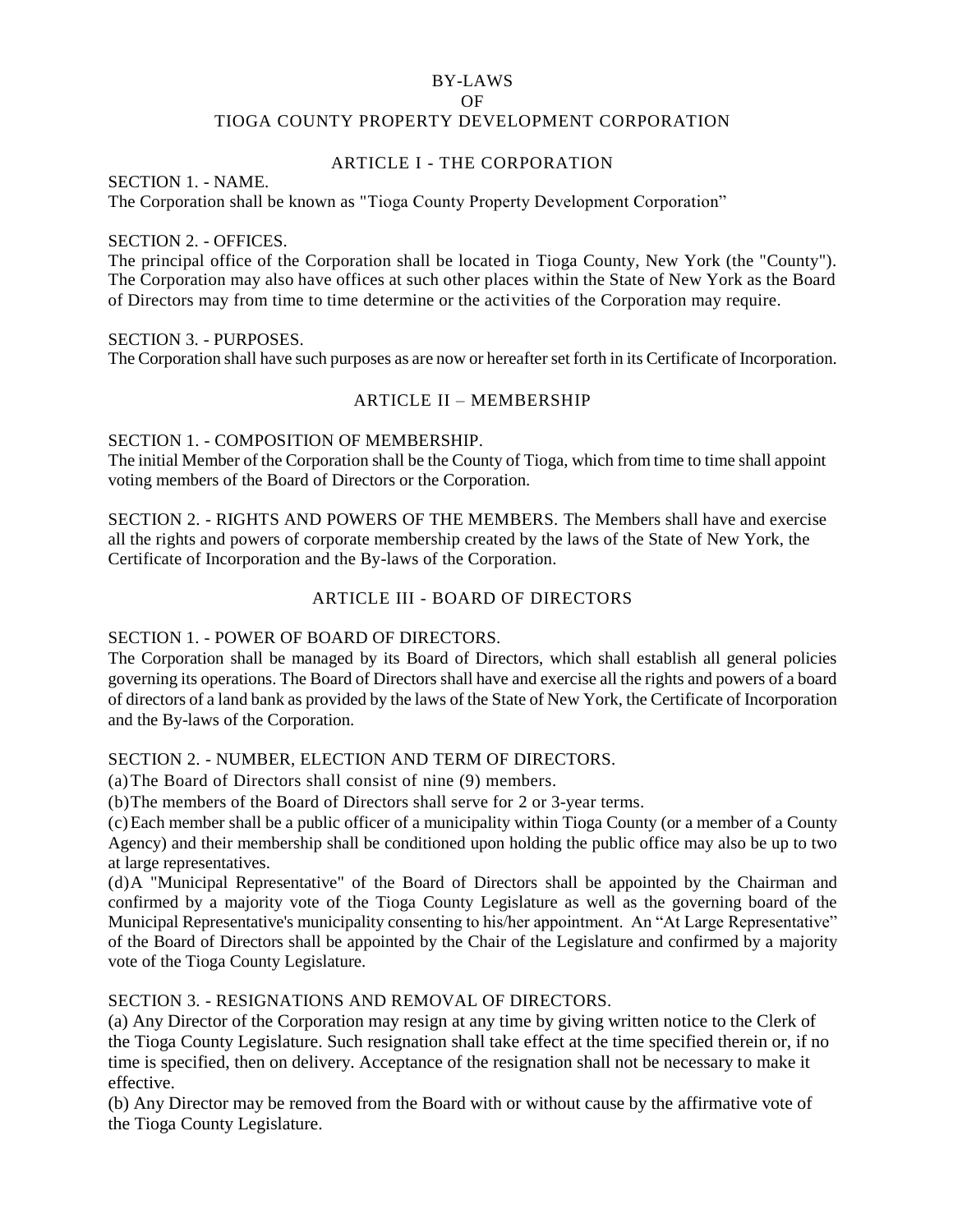# BY-LAWS
# OF
# TIOGA COUNTY PROPERTY DEVELOPMENT CORPORATION

## ARTICLE I - THE CORPORATION

SECTION 1. - NAME.
The Corporation shall be known as "Tioga County Property Development Corporation"

SECTION 2. - OFFICES.
The principal office of the Corporation shall be located in Tioga County, New York (the "County"). The Corporation may also have offices at such other places within the State of New York as the Board of Directors may from time to time determine or the activities of the Corporation may require.

SECTION 3. - PURPOSES.
The Corporation shall have such purposes as are now or hereafter set forth in its Certificate of Incorporation.

## ARTICLE II – MEMBERSHIP

SECTION 1. - COMPOSITION OF MEMBERSHIP.
The initial Member of the Corporation shall be the County of Tioga, which from time to time shall appoint voting members of the Board of Directors or the Corporation.

SECTION 2. - RIGHTS AND POWERS OF THE MEMBERS. The Members shall have and exercise all the rights and powers of corporate membership created by the laws of the State of New York, the Certificate of Incorporation and the By-laws of the Corporation.

## ARTICLE III - BOARD OF DIRECTORS

SECTION 1. - POWER OF BOARD OF DIRECTORS.
The Corporation shall be managed by its Board of Directors, which shall establish all general policies governing its operations. The Board of Directors shall have and exercise all the rights and powers of a board of directors of a land bank as provided by the laws of the State of New York, the Certificate of Incorporation and the By-laws of the Corporation.

SECTION 2. - NUMBER, ELECTION AND TERM OF DIRECTORS.

(a) The Board of Directors shall consist of nine (9) members.

(b) The members of the Board of Directors shall serve for 2 or 3-year terms.

(c) Each member shall be a public officer of a municipality within Tioga County (or a member of a County Agency) and their membership shall be conditioned upon holding the public office may also be up to two at large representatives.

(d) A "Municipal Representative" of the Board of Directors shall be appointed by the Chairman and confirmed by a majority vote of the Tioga County Legislature as well as the governing board of the Municipal Representative's municipality consenting to his/her appointment. An "At Large Representative" of the Board of Directors shall be appointed by the Chair of the Legislature and confirmed by a majority vote of the Tioga County Legislature.

SECTION 3. - RESIGNATIONS AND REMOVAL OF DIRECTORS.

(a) Any Director of the Corporation may resign at any time by giving written notice to the Clerk of the Tioga County Legislature. Such resignation shall take effect at the time specified therein or, if no time is specified, then on delivery. Acceptance of the resignation shall not be necessary to make it effective.

(b) Any Director may be removed from the Board with or without cause by the affirmative vote of the Tioga County Legislature.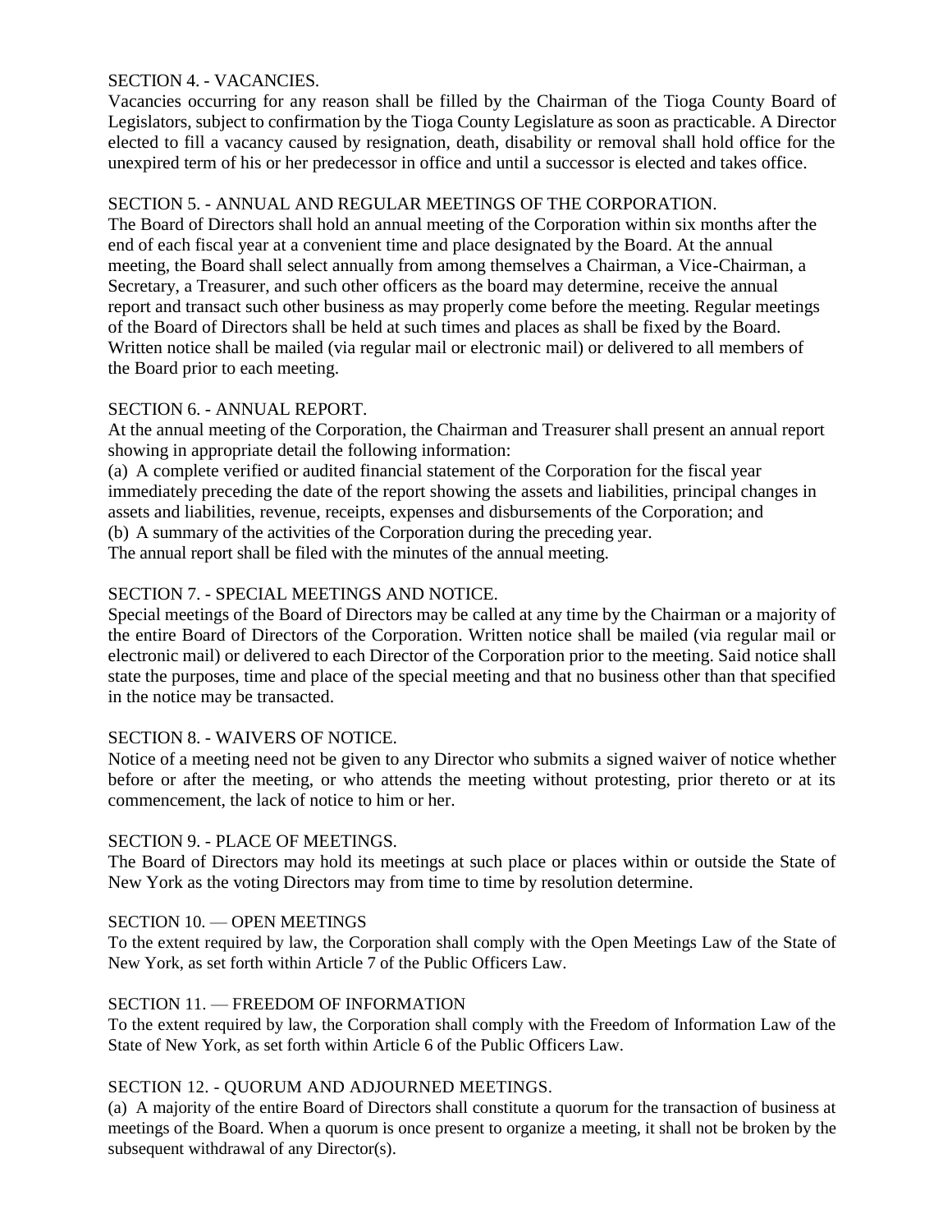SECTION 4. - VACANCIES.

Vacancies occurring for any reason shall be filled by the Chairman of the Tioga County Board of Legislators, subject to confirmation by the Tioga County Legislature as soon as practicable. A Director elected to fill a vacancy caused by resignation, death, disability or removal shall hold office for the unexpired term of his or her predecessor in office and until a successor is elected and takes office.

SECTION 5. - ANNUAL AND REGULAR MEETINGS OF THE CORPORATION.

The Board of Directors shall hold an annual meeting of the Corporation within six months after the end of each fiscal year at a convenient time and place designated by the Board. At the annual meeting, the Board shall select annually from among themselves a Chairman, a Vice-Chairman, a Secretary, a Treasurer, and such other officers as the board may determine, receive the annual report and transact such other business as may properly come before the meeting. Regular meetings of the Board of Directors shall be held at such times and places as shall be fixed by the Board. Written notice shall be mailed (via regular mail or electronic mail) or delivered to all members of the Board prior to each meeting.

SECTION 6. - ANNUAL REPORT.

At the annual meeting of the Corporation, the Chairman and Treasurer shall present an annual report showing in appropriate detail the following information:

(a) A complete verified or audited financial statement of the Corporation for the fiscal year immediately preceding the date of the report showing the assets and liabilities, principal changes in assets and liabilities, revenue, receipts, expenses and disbursements of the Corporation; and

(b) A summary of the activities of the Corporation during the preceding year.

The annual report shall be filed with the minutes of the annual meeting.

SECTION 7. - SPECIAL MEETINGS AND NOTICE.

Special meetings of the Board of Directors may be called at any time by the Chairman or a majority of the entire Board of Directors of the Corporation. Written notice shall be mailed (via regular mail or electronic mail) or delivered to each Director of the Corporation prior to the meeting. Said notice shall state the purposes, time and place of the special meeting and that no business other than that specified in the notice may be transacted.

SECTION 8. - WAIVERS OF NOTICE.

Notice of a meeting need not be given to any Director who submits a signed waiver of notice whether before or after the meeting, or who attends the meeting without protesting, prior thereto or at its commencement, the lack of notice to him or her.

SECTION 9. - PLACE OF MEETINGS.

The Board of Directors may hold its meetings at such place or places within or outside the State of New York as the voting Directors may from time to time by resolution determine.

SECTION 10. — OPEN MEETINGS

To the extent required by law, the Corporation shall comply with the Open Meetings Law of the State of New York, as set forth within Article 7 of the Public Officers Law.

SECTION 11. — FREEDOM OF INFORMATION

To the extent required by law, the Corporation shall comply with the Freedom of Information Law of the State of New York, as set forth within Article 6 of the Public Officers Law.

SECTION 12. - QUORUM AND ADJOURNED MEETINGS.

(a) A majority of the entire Board of Directors shall constitute a quorum for the transaction of business at meetings of the Board. When a quorum is once present to organize a meeting, it shall not be broken by the subsequent withdrawal of any Director(s).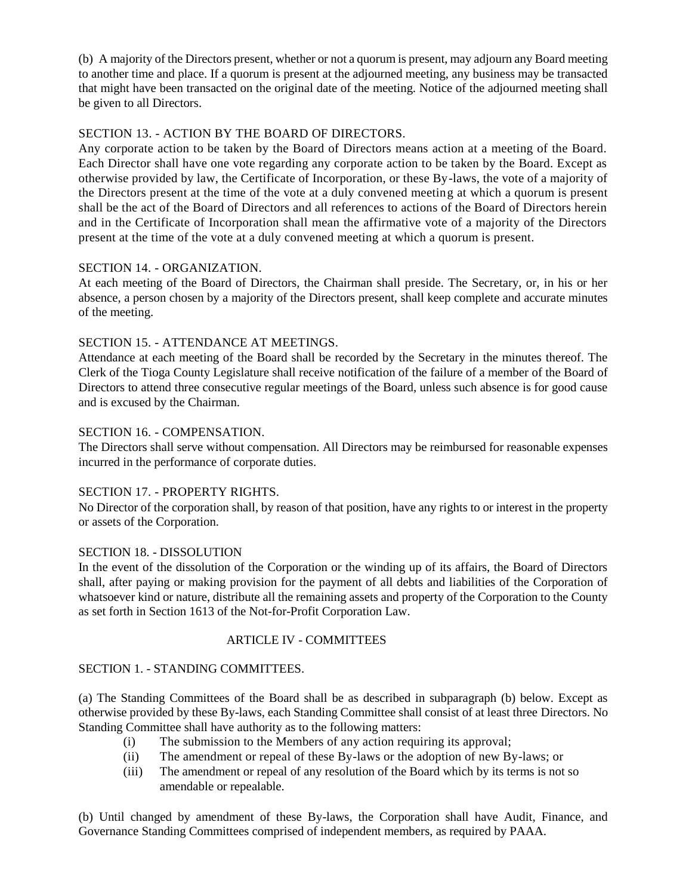(b) A majority of the Directors present, whether or not a quorum is present, may adjourn any Board meeting to another time and place. If a quorum is present at the adjourned meeting, any business may be transacted that might have been transacted on the original date of the meeting. Notice of the adjourned meeting shall be given to all Directors.

SECTION 13. - ACTION BY THE BOARD OF DIRECTORS.

Any corporate action to be taken by the Board of Directors means action at a meeting of the Board. Each Director shall have one vote regarding any corporate action to be taken by the Board. Except as otherwise provided by law, the Certificate of Incorporation, or these By-laws, the vote of a majority of the Directors present at the time of the vote at a duly convened meeting at which a quorum is present shall be the act of the Board of Directors and all references to actions of the Board of Directors herein and in the Certificate of Incorporation shall mean the affirmative vote of a majority of the Directors present at the time of the vote at a duly convened meeting at which a quorum is present.

SECTION 14. - ORGANIZATION.

At each meeting of the Board of Directors, the Chairman shall preside. The Secretary, or, in his or her absence, a person chosen by a majority of the Directors present, shall keep complete and accurate minutes of the meeting.

SECTION 15. - ATTENDANCE AT MEETINGS.

Attendance at each meeting of the Board shall be recorded by the Secretary in the minutes thereof. The Clerk of the Tioga County Legislature shall receive notification of the failure of a member of the Board of Directors to attend three consecutive regular meetings of the Board, unless such absence is for good cause and is excused by the Chairman.

SECTION 16. - COMPENSATION.

The Directors shall serve without compensation. All Directors may be reimbursed for reasonable expenses incurred in the performance of corporate duties.

SECTION 17. - PROPERTY RIGHTS.

No Director of the corporation shall, by reason of that position, have any rights to or interest in the property or assets of the Corporation.

SECTION 18. - DISSOLUTION

In the event of the dissolution of the Corporation or the winding up of its affairs, the Board of Directors shall, after paying or making provision for the payment of all debts and liabilities of the Corporation of whatsoever kind or nature, distribute all the remaining assets and property of the Corporation to the County as set forth in Section 1613 of the Not-for-Profit Corporation Law.

## ARTICLE IV - COMMITTEES

SECTION 1. - STANDING COMMITTEES.

(a) The Standing Committees of the Board shall be as described in subparagraph (b) below. Except as otherwise provided by these By-laws, each Standing Committee shall consist of at least three Directors. No Standing Committee shall have authority as to the following matters:

(i) The submission to the Members of any action requiring its approval;

(ii) The amendment or repeal of these By-laws or the adoption of new By-laws; or

(iii) The amendment or repeal of any resolution of the Board which by its terms is not so amendable or repealable.

(b) Until changed by amendment of these By-laws, the Corporation shall have Audit, Finance, and Governance Standing Committees comprised of independent members, as required by PAAA.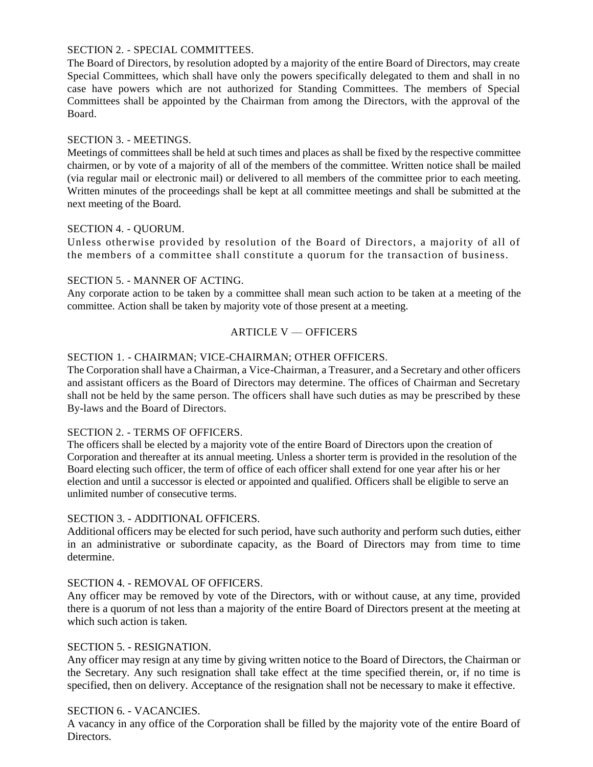SECTION 2. - SPECIAL COMMITTEES.

The Board of Directors, by resolution adopted by a majority of the entire Board of Directors, may create Special Committees, which shall have only the powers specifically delegated to them and shall in no case have powers which are not authorized for Standing Committees. The members of Special Committees shall be appointed by the Chairman from among the Directors, with the approval of the Board.

SECTION 3. - MEETINGS.

Meetings of committees shall be held at such times and places as shall be fixed by the respective committee chairmen, or by vote of a majority of all of the members of the committee. Written notice shall be mailed (via regular mail or electronic mail) or delivered to all members of the committee prior to each meeting. Written minutes of the proceedings shall be kept at all committee meetings and shall be submitted at the next meeting of the Board.

SECTION 4. - QUORUM.

Unless otherwise provided by resolution of the Board of Directors, a majority of all of the members of a committee shall constitute a quorum for the transaction of business.

SECTION 5. - MANNER OF ACTING.

Any corporate action to be taken by a committee shall mean such action to be taken at a meeting of the committee. Action shall be taken by majority vote of those present at a meeting.

## ARTICLE V — OFFICERS

SECTION 1. - CHAIRMAN; VICE-CHAIRMAN; OTHER OFFICERS.

The Corporation shall have a Chairman, a Vice-Chairman, a Treasurer, and a Secretary and other officers and assistant officers as the Board of Directors may determine. The offices of Chairman and Secretary shall not be held by the same person. The officers shall have such duties as may be prescribed by these By-laws and the Board of Directors.

SECTION 2. - TERMS OF OFFICERS.

The officers shall be elected by a majority vote of the entire Board of Directors upon the creation of Corporation and thereafter at its annual meeting. Unless a shorter term is provided in the resolution of the Board electing such officer, the term of office of each officer shall extend for one year after his or her election and until a successor is elected or appointed and qualified. Officers shall be eligible to serve an unlimited number of consecutive terms.

SECTION 3. - ADDITIONAL OFFICERS.

Additional officers may be elected for such period, have such authority and perform such duties, either in an administrative or subordinate capacity, as the Board of Directors may from time to time determine.

SECTION 4. - REMOVAL OF OFFICERS.

Any officer may be removed by vote of the Directors, with or without cause, at any time, provided there is a quorum of not less than a majority of the entire Board of Directors present at the meeting at which such action is taken.

SECTION 5. - RESIGNATION.

Any officer may resign at any time by giving written notice to the Board of Directors, the Chairman or the Secretary. Any such resignation shall take effect at the time specified therein, or, if no time is specified, then on delivery. Acceptance of the resignation shall not be necessary to make it effective.

SECTION 6. - VACANCIES.

A vacancy in any office of the Corporation shall be filled by the majority vote of the entire Board of Directors.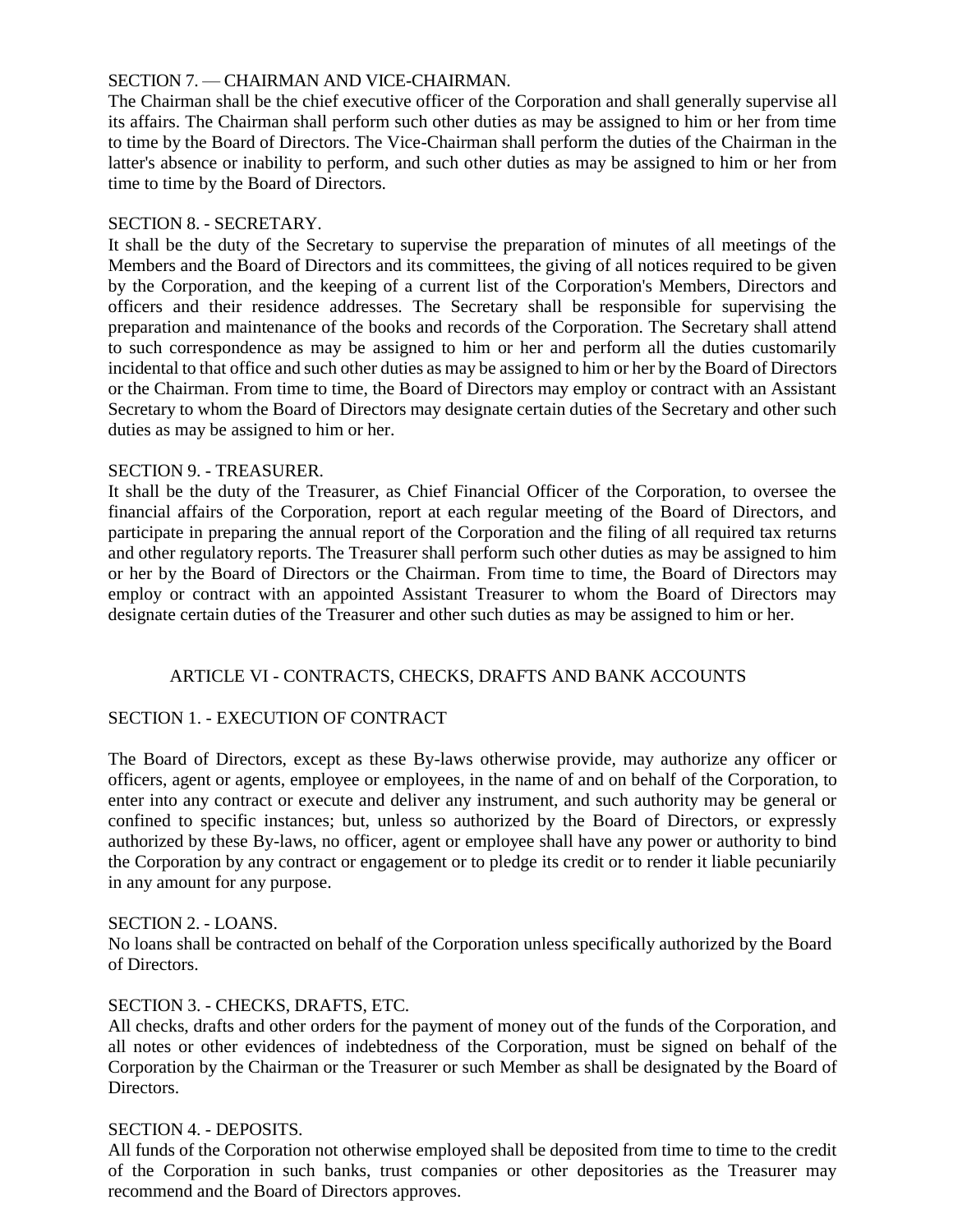SECTION 7. — CHAIRMAN AND VICE-CHAIRMAN.

The Chairman shall be the chief executive officer of the Corporation and shall generally supervise all its affairs. The Chairman shall perform such other duties as may be assigned to him or her from time to time by the Board of Directors. The Vice-Chairman shall perform the duties of the Chairman in the latter's absence or inability to perform, and such other duties as may be assigned to him or her from time to time by the Board of Directors.

SECTION 8. - SECRETARY.

It shall be the duty of the Secretary to supervise the preparation of minutes of all meetings of the Members and the Board of Directors and its committees, the giving of all notices required to be given by the Corporation, and the keeping of a current list of the Corporation's Members, Directors and officers and their residence addresses. The Secretary shall be responsible for supervising the preparation and maintenance of the books and records of the Corporation. The Secretary shall attend to such correspondence as may be assigned to him or her and perform all the duties customarily incidental to that office and such other duties as may be assigned to him or her by the Board of Directors or the Chairman. From time to time, the Board of Directors may employ or contract with an Assistant Secretary to whom the Board of Directors may designate certain duties of the Secretary and other such duties as may be assigned to him or her.

SECTION 9. - TREASURER.

It shall be the duty of the Treasurer, as Chief Financial Officer of the Corporation, to oversee the financial affairs of the Corporation, report at each regular meeting of the Board of Directors, and participate in preparing the annual report of the Corporation and the filing of all required tax returns and other regulatory reports. The Treasurer shall perform such other duties as may be assigned to him or her by the Board of Directors or the Chairman. From time to time, the Board of Directors may employ or contract with an appointed Assistant Treasurer to whom the Board of Directors may designate certain duties of the Treasurer and other such duties as may be assigned to him or her.

## ARTICLE VI - CONTRACTS, CHECKS, DRAFTS AND BANK ACCOUNTS

SECTION 1. - EXECUTION OF CONTRACT

The Board of Directors, except as these By-laws otherwise provide, may authorize any officer or officers, agent or agents, employee or employees, in the name of and on behalf of the Corporation, to enter into any contract or execute and deliver any instrument, and such authority may be general or confined to specific instances; but, unless so authorized by the Board of Directors, or expressly authorized by these By-laws, no officer, agent or employee shall have any power or authority to bind the Corporation by any contract or engagement or to pledge its credit or to render it liable pecuniarily in any amount for any purpose.

SECTION 2. - LOANS.

No loans shall be contracted on behalf of the Corporation unless specifically authorized by the Board of Directors.

SECTION 3. - CHECKS, DRAFTS, ETC.

All checks, drafts and other orders for the payment of money out of the funds of the Corporation, and all notes or other evidences of indebtedness of the Corporation, must be signed on behalf of the Corporation by the Chairman or the Treasurer or such Member as shall be designated by the Board of Directors.

SECTION 4. - DEPOSITS.

All funds of the Corporation not otherwise employed shall be deposited from time to time to the credit of the Corporation in such banks, trust companies or other depositories as the Treasurer may recommend and the Board of Directors approves.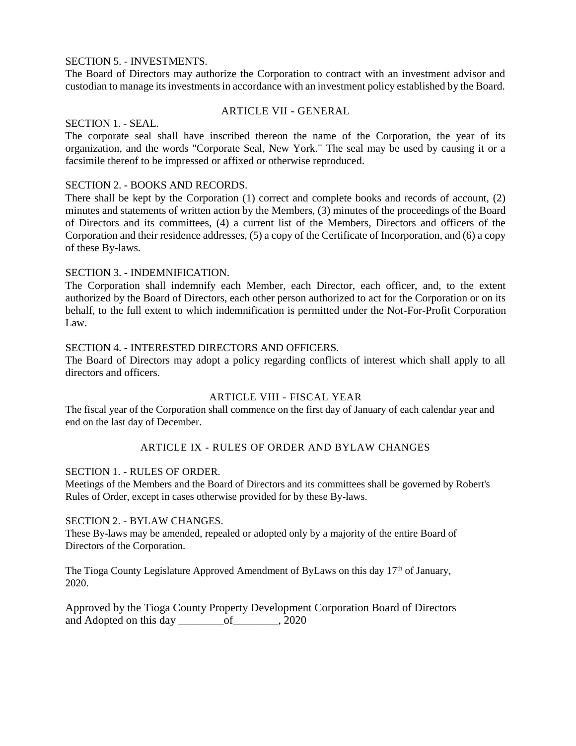SECTION 5. - INVESTMENTS.

The Board of Directors may authorize the Corporation to contract with an investment advisor and custodian to manage its investments in accordance with an investment policy established by the Board.

## ARTICLE VII - GENERAL

SECTION 1. - SEAL.

The corporate seal shall have inscribed thereon the name of the Corporation, the year of its organization, and the words "Corporate Seal, New York." The seal may be used by causing it or a facsimile thereof to be impressed or affixed or otherwise reproduced.

SECTION 2. - BOOKS AND RECORDS.

There shall be kept by the Corporation (1) correct and complete books and records of account, (2) minutes and statements of written action by the Members, (3) minutes of the proceedings of the Board of Directors and its committees, (4) a current list of the Members, Directors and officers of the Corporation and their residence addresses, (5) a copy of the Certificate of Incorporation, and (6) a copy of these By-laws.

SECTION 3. - INDEMNIFICATION.

The Corporation shall indemnify each Member, each Director, each officer, and, to the extent authorized by the Board of Directors, each other person authorized to act for the Corporation or on its behalf, to the full extent to which indemnification is permitted under the Not-For-Profit Corporation Law.

SECTION 4. - INTERESTED DIRECTORS AND OFFICERS.

The Board of Directors may adopt a policy regarding conflicts of interest which shall apply to all directors and officers.

## ARTICLE VIII - FISCAL YEAR

The fiscal year of the Corporation shall commence on the first day of January of each calendar year and end on the last day of December.

## ARTICLE IX - RULES OF ORDER AND BYLAW CHANGES

SECTION 1. - RULES OF ORDER.

Meetings of the Members and the Board of Directors and its committees shall be governed by Robert's Rules of Order, except in cases otherwise provided for by these By-laws.

SECTION 2. - BYLAW CHANGES.

These By-laws may be amended, repealed or adopted only by a majority of the entire Board of Directors of the Corporation.

The Tioga County Legislature Approved Amendment of ByLaws on this day 17th of January, 2020.

Approved by the Tioga County Property Development Corporation Board of Directors and Adopted on this day ________of________, 2020